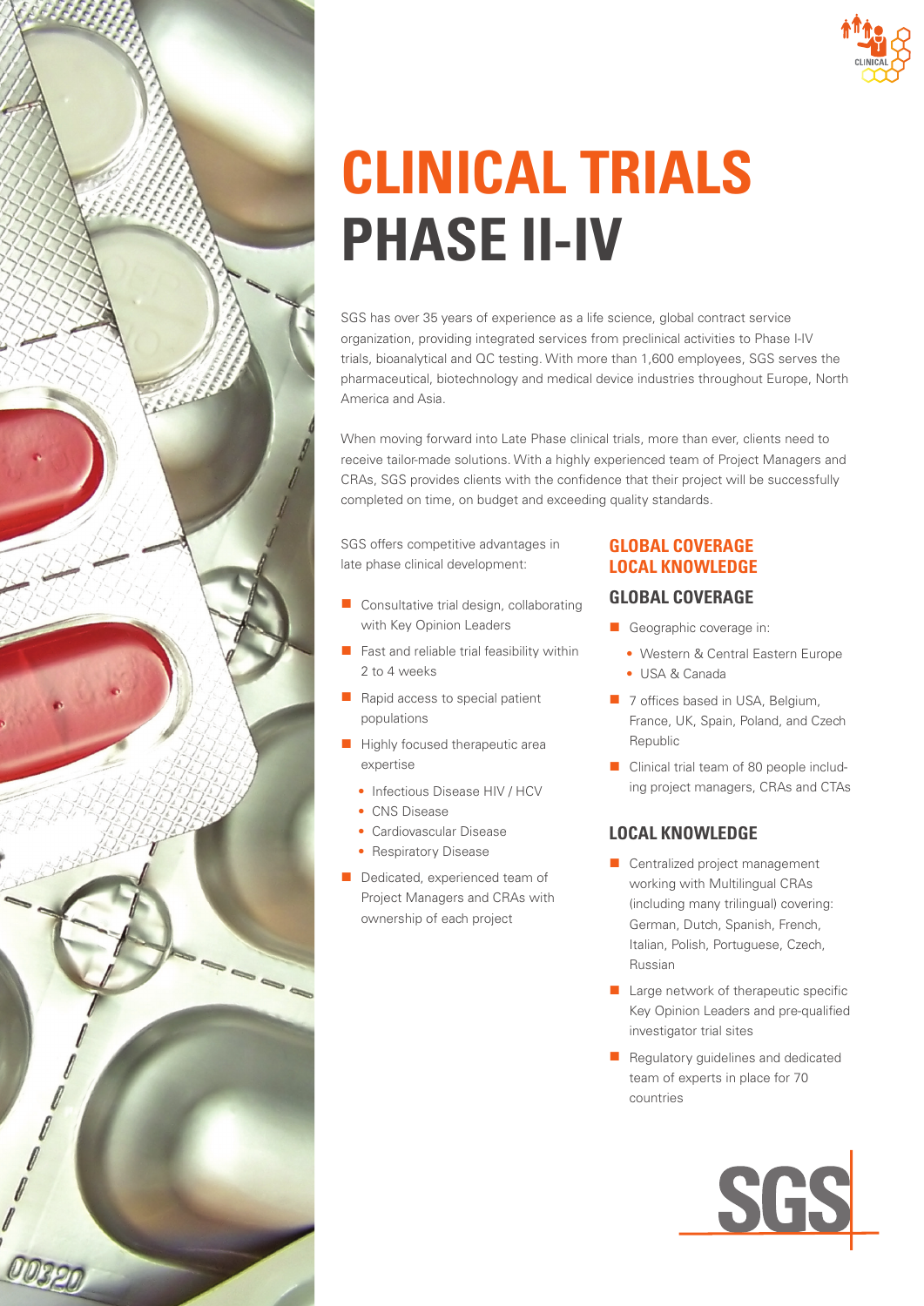# CLINICAL TRIALS PHASE II-IV

SGS has over 35 years of experience as a life science, global contract service organization, providing integrated services from preclinical activities to Phase I-IV trials, bioanalytical and QC testing. With more than 1,600 employees, SGS serves the pharmaceutical, biotechnology and medical device industries throughout Europe, North America and Asia.

When moving forward into Late Phase clinical trials, more than ever, clients need to receive tailor-made solutions. With a highly experienced team of Project Managers and CRAs, SGS provides clients with the confidence that their project will be successfully completed on time, on budget and exceeding quality standards.

SGS offers competitive advantages in late phase clinical development:

- Consultative trial design, collaborating with Key Opinion Leaders
- Fast and reliable trial feasibility within 2 to 4 weeks
- Rapid access to special patient populations
- Highly focused therapeutic area expertise
  - Infectious Disease HIV / HCV
  - CNS Disease
  - Cardiovascular Disease
  - Respiratory Disease
- Dedicated, experienced team of Project Managers and CRAs with ownership of each project

## GLOBAL COVERAGE LOCAL KNOWLEDGE

### GLOBAL COVERAGE

- Geographic coverage in:
  - Western & Central Eastern Europe
  - USA & Canada
- 7 offices based in USA, Belgium, France, UK, Spain, Poland, and Czech Republic
- Clinical trial team of 80 people including project managers, CRAs and CTAs

### LOCAL KNOWLEDGE

- Centralized project management working with Multilingual CRAs (including many trilingual) covering: German, Dutch, Spanish, French, Italian, Polish, Portuguese, Czech, Russian
- Large network of therapeutic specific Key Opinion Leaders and pre-qualified investigator trial sites
- Regulatory guidelines and dedicated team of experts in place for 70 countries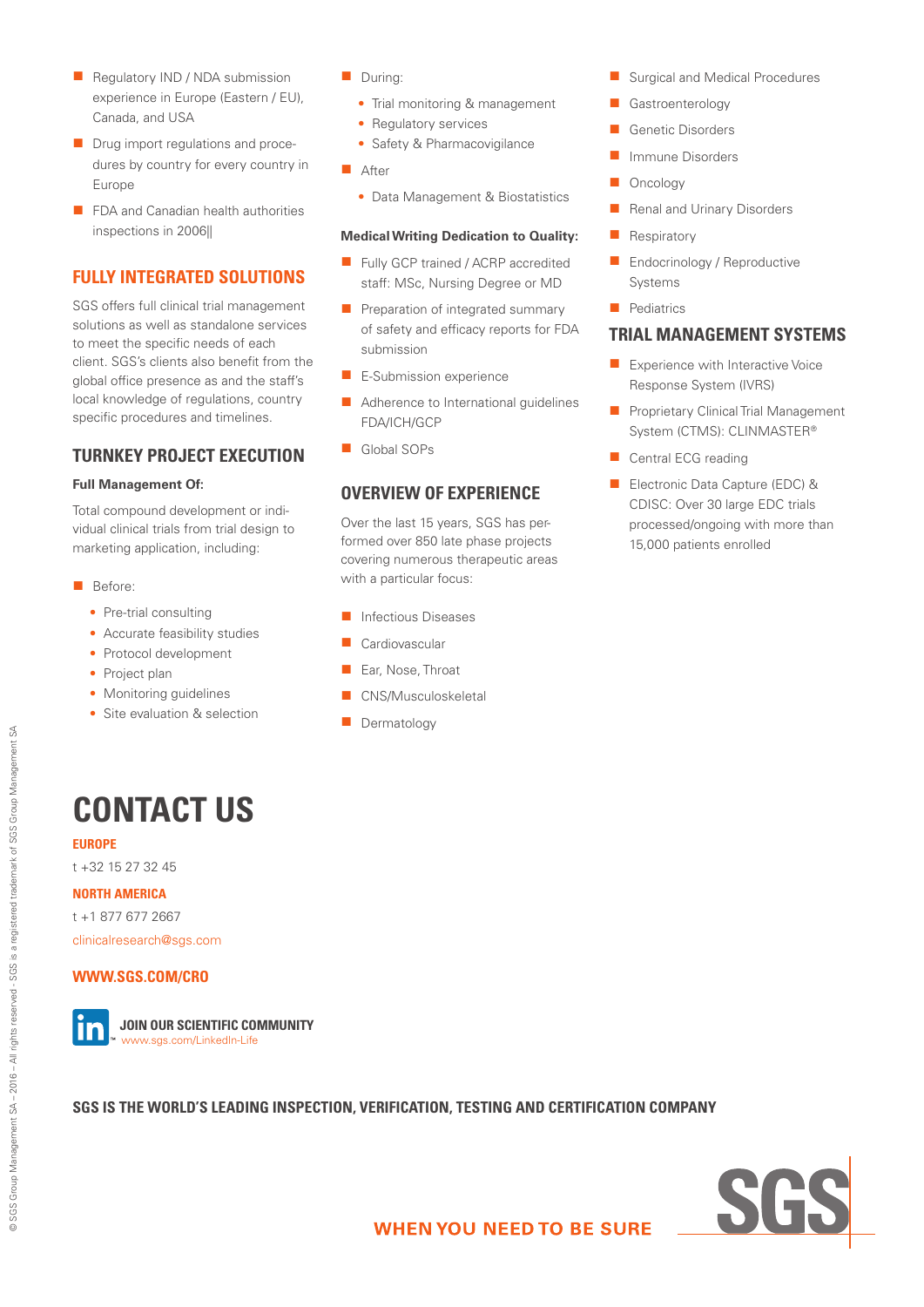- Regulatory IND / NDA submission experience in Europe (Eastern / EU), Canada, and USA
- Drug import regulations and procedures by country for every country in Europe
- FDA and Canadian health authorities inspections in 2006||

## FULLY INTEGRATED SOLUTIONS

SGS offers full clinical trial management solutions as well as standalone services to meet the specific needs of each client. SGS's clients also benefit from the global office presence as and the staff's local knowledge of regulations, country specific procedures and timelines.

## TURNKEY PROJECT EXECUTION

**Full Management Of:**

Total compound development or individual clinical trials from trial design to marketing application, including:

- Before:
  - Pre-trial consulting
  - Accurate feasibility studies
  - Protocol development
  - Project plan
  - Monitoring guidelines
  - Site evaluation & selection
- During:
  - Trial monitoring & management
  - Regulatory services
  - Safety & Pharmacovigilance
- After
  - Data Management & Biostatistics

**Medical Writing Dedication to Quality:**

- Fully GCP trained / ACRP accredited staff: MSc, Nursing Degree or MD
- Preparation of integrated summary of safety and efficacy reports for FDA submission
- E-Submission experience
- Adherence to International guidelines FDA/ICH/GCP
- Global SOPs

## OVERVIEW OF EXPERIENCE

Over the last 15 years, SGS has performed over 850 late phase projects covering numerous therapeutic areas with a particular focus:

- Infectious Diseases
- Cardiovascular
- Ear, Nose, Throat
- CNS/Musculoskeletal
- Dermatology
- Surgical and Medical Procedures
- Gastroenterology
- Genetic Disorders
- Immune Disorders
- Oncology
- Renal and Urinary Disorders
- Respiratory
- Endocrinology / Reproductive Systems
- Pediatrics

## TRIAL MANAGEMENT SYSTEMS

- Experience with Interactive Voice Response System (IVRS)
- Proprietary Clinical Trial Management System (CTMS): CLINMASTER®
- Central ECG reading
- Electronic Data Capture (EDC) & CDISC: Over 30 large EDC trials processed/ongoing with more than 15,000 patients enrolled

# CONTACT US

**EUROPE**

t +32 15 27 32 45

**NORTH AMERICA**

t +1 877 677 2667

clinicalresearch@sgs.com

**WWW.SGS.COM/CRO**

**JOIN OUR SCIENTIFIC COMMUNITY**
www.sgs.com/LinkedIn-Life

**SGS IS THE WORLD'S LEADING INSPECTION, VERIFICATION, TESTING AND CERTIFICATION COMPANY**

WHEN YOU NEED TO BE SURE

SGS

© SGS Group Management SA – 2016 – All rights reserved - SGS is a registered trademark of SGS Group Management SA